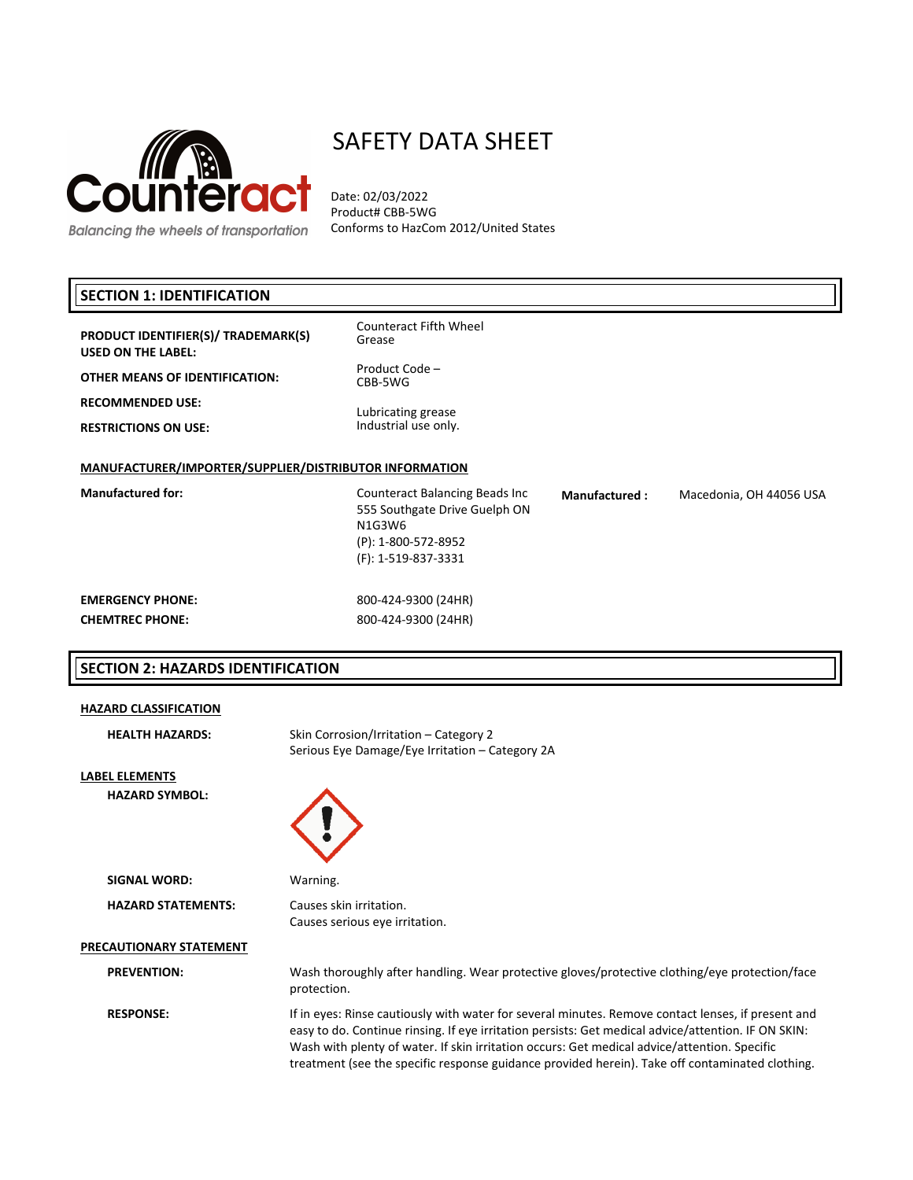Counteract
*Balancing the wheels of transportation*

# SAFETY DATA SHEET

Date: 02/03/2022
Product# CBB-5WG
Conforms to HazCom 2012/United States

## SECTION 1: IDENTIFICATION

| | |
|---|---|
| **PRODUCT IDENTIFIER(S)/ TRADEMARK(S) USED ON THE LABEL:** | Counteract Fifth Wheel Grease |
| **OTHER MEANS OF IDENTIFICATION:** | Product Code – CBB-5WG |
| **RECOMMENDED USE:** | Lubricating grease |
| **RESTRICTIONS ON USE:** | Industrial use only. |

**MANUFACTURER/IMPORTER/SUPPLIER/DISTRIBUTOR INFORMATION**

**Manufactured for:**
Counteract Balancing Beads Inc
555 Southgate Drive Guelph ON
N1G3W6
(P): 1-800-572-8952
(F): 1-519-837-3331

**Manufactured :** Macedonia, OH 44056 USA

**EMERGENCY PHONE:** 800-424-9300 (24HR)
**CHEMTREC PHONE:** 800-424-9300 (24HR)

## SECTION 2: HAZARDS IDENTIFICATION

**HAZARD CLASSIFICATION**

**HEALTH HAZARDS:**
Skin Corrosion/Irritation – Category 2
Serious Eye Damage/Eye Irritation – Category 2A

**LABEL ELEMENTS**

**HAZARD SYMBOL:**

**SIGNAL WORD:** Warning.

**HAZARD STATEMENTS:**
Causes skin irritation.
Causes serious eye irritation.

**PRECAUTIONARY STATEMENT**

**PREVENTION:** Wash thoroughly after handling. Wear protective gloves/protective clothing/eye protection/face protection.

**RESPONSE:** If in eyes: Rinse cautiously with water for several minutes. Remove contact lenses, if present and easy to do. Continue rinsing. If eye irritation persists: Get medical advice/attention. IF ON SKIN: Wash with plenty of water. If skin irritation occurs: Get medical advice/attention. Specific treatment (see the specific response guidance provided herein). Take off contaminated clothing.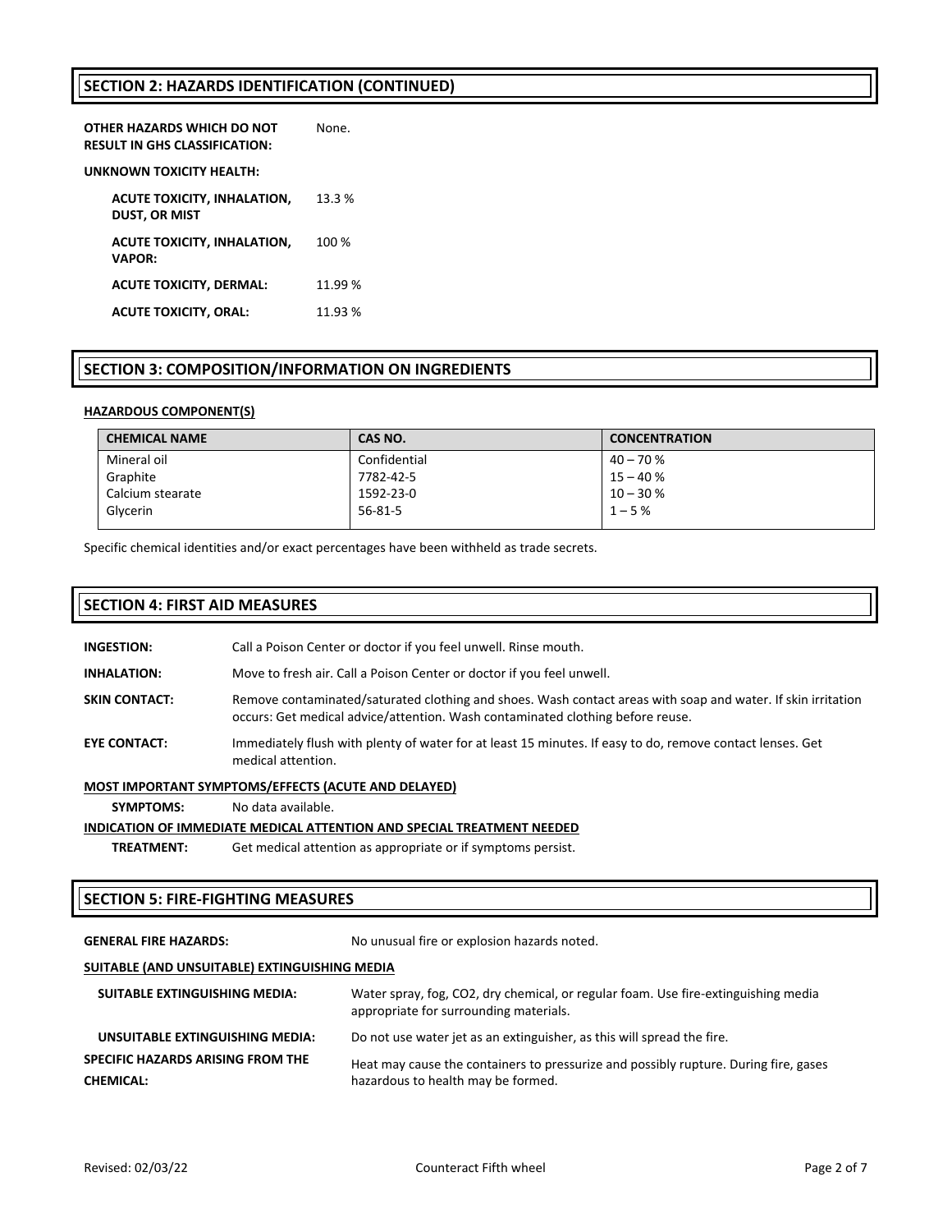## SECTION 2: HAZARDS IDENTIFICATION (CONTINUED)

**OTHER HAZARDS WHICH DO NOT RESULT IN GHS CLASSIFICATION:** None.

**UNKNOWN TOXICITY HEALTH:**

**ACUTE TOXICITY, INHALATION, DUST, OR MIST** 13.3 %

**ACUTE TOXICITY, INHALATION, VAPOR:** 100 %

**ACUTE TOXICITY, DERMAL:** 11.99 %

**ACUTE TOXICITY, ORAL:** 11.93 %

## SECTION 3: COMPOSITION/INFORMATION ON INGREDIENTS

**HAZARDOUS COMPONENT(S)**

| CHEMICAL NAME | CAS NO. | CONCENTRATION |
|---|---|---|
| Mineral oil | Confidential | 40 – 70 % |
| Graphite | 7782-42-5 | 15 – 40 % |
| Calcium stearate | 1592-23-0 | 10 – 30 % |
| Glycerin | 56-81-5 | 1 – 5 % |

Specific chemical identities and/or exact percentages have been withheld as trade secrets.

## SECTION 4: FIRST AID MEASURES

**INGESTION:** Call a Poison Center or doctor if you feel unwell. Rinse mouth.

**INHALATION:** Move to fresh air. Call a Poison Center or doctor if you feel unwell.

**SKIN CONTACT:** Remove contaminated/saturated clothing and shoes. Wash contact areas with soap and water. If skin irritation occurs: Get medical advice/attention. Wash contaminated clothing before reuse.

**EYE CONTACT:** Immediately flush with plenty of water for at least 15 minutes. If easy to do, remove contact lenses. Get medical attention.

**MOST IMPORTANT SYMPTOMS/EFFECTS (ACUTE AND DELAYED)**

**SYMPTOMS:** No data available.

**INDICATION OF IMMEDIATE MEDICAL ATTENTION AND SPECIAL TREATMENT NEEDED**

**TREATMENT:** Get medical attention as appropriate or if symptoms persist.

## SECTION 5: FIRE-FIGHTING MEASURES

**GENERAL FIRE HAZARDS:** No unusual fire or explosion hazards noted.

**SUITABLE (AND UNSUITABLE) EXTINGUISHING MEDIA**

**SUITABLE EXTINGUISHING MEDIA:** Water spray, fog, CO2, dry chemical, or regular foam. Use fire-extinguishing media appropriate for surrounding materials.

**UNSUITABLE EXTINGUISHING MEDIA:** Do not use water jet as an extinguisher, as this will spread the fire.

**SPECIFIC HAZARDS ARISING FROM THE CHEMICAL:** Heat may cause the containers to pressurize and possibly rupture. During fire, gases hazardous to health may be formed.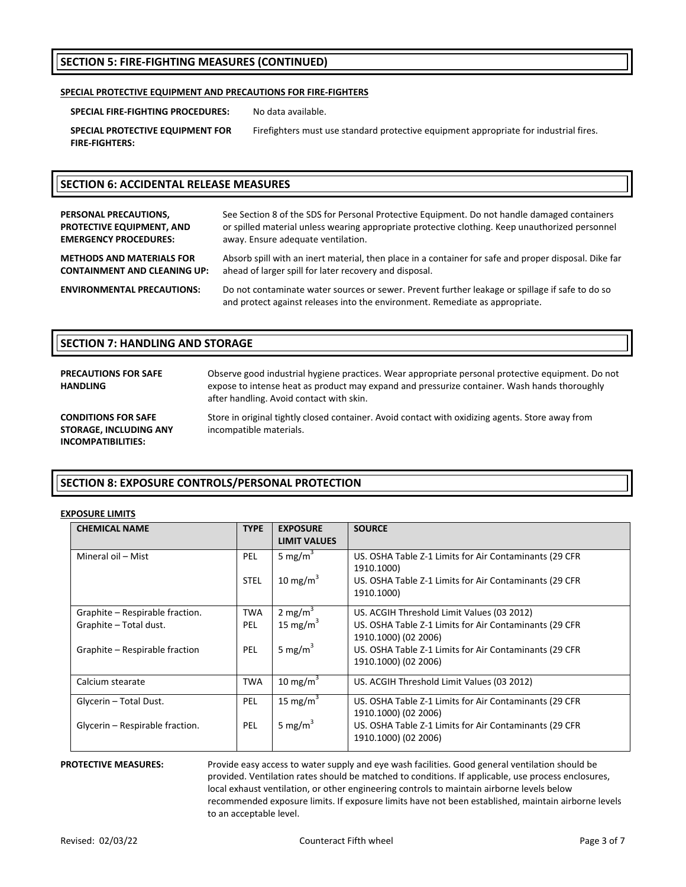## SECTION 5: FIRE-FIGHTING MEASURES (CONTINUED)

**SPECIAL PROTECTIVE EQUIPMENT AND PRECAUTIONS FOR FIRE-FIGHTERS**

**SPECIAL FIRE-FIGHTING PROCEDURES:** No data available.

**SPECIAL PROTECTIVE EQUIPMENT FOR FIRE-FIGHTERS:** Firefighters must use standard protective equipment appropriate for industrial fires.

## SECTION 6: ACCIDENTAL RELEASE MEASURES

**PERSONAL PRECAUTIONS, PROTECTIVE EQUIPMENT, AND EMERGENCY PROCEDURES:** See Section 8 of the SDS for Personal Protective Equipment. Do not handle damaged containers or spilled material unless wearing appropriate protective clothing. Keep unauthorized personnel away. Ensure adequate ventilation.

**METHODS AND MATERIALS FOR CONTAINMENT AND CLEANING UP:** Absorb spill with an inert material, then place in a container for safe and proper disposal. Dike far ahead of larger spill for later recovery and disposal.

**ENVIRONMENTAL PRECAUTIONS:** Do not contaminate water sources or sewer. Prevent further leakage or spillage if safe to do so and protect against releases into the environment. Remediate as appropriate.

## SECTION 7: HANDLING AND STORAGE

**PRECAUTIONS FOR SAFE HANDLING** Observe good industrial hygiene practices. Wear appropriate personal protective equipment. Do not expose to intense heat as product may expand and pressurize container. Wash hands thoroughly after handling. Avoid contact with skin.

**CONDITIONS FOR SAFE STORAGE, INCLUDING ANY INCOMPATIBILITIES:** Store in original tightly closed container. Avoid contact with oxidizing agents. Store away from incompatible materials.

## SECTION 8: EXPOSURE CONTROLS/PERSONAL PROTECTION

**EXPOSURE LIMITS**

| CHEMICAL NAME | TYPE | EXPOSURE LIMIT VALUES | SOURCE |
|---|---|---|---|
| Mineral oil – Mist | PEL | 5 mg/m$^3$ | US. OSHA Table Z-1 Limits for Air Contaminants (29 CFR 1910.1000) |
| | STEL | 10 mg/m$^3$ | US. OSHA Table Z-1 Limits for Air Contaminants (29 CFR 1910.1000) |
| Graphite – Respirable fraction. | TWA | 2 mg/m$^3$ | US. ACGIH Threshold Limit Values (03 2012) |
| Graphite – Total dust. | PEL | 15 mg/m$^3$ | US. OSHA Table Z-1 Limits for Air Contaminants (29 CFR 1910.1000) (02 2006) |
| Graphite – Respirable fraction | PEL | 5 mg/m$^3$ | US. OSHA Table Z-1 Limits for Air Contaminants (29 CFR 1910.1000) (02 2006) |
| Calcium stearate | TWA | 10 mg/m$^3$ | US. ACGIH Threshold Limit Values (03 2012) |
| Glycerin – Total Dust. | PEL | 15 mg/m$^3$ | US. OSHA Table Z-1 Limits for Air Contaminants (29 CFR 1910.1000) (02 2006) |
| Glycerin – Respirable fraction. | PEL | 5 mg/m$^3$ | US. OSHA Table Z-1 Limits for Air Contaminants (29 CFR 1910.1000) (02 2006) |

**PROTECTIVE MEASURES:** Provide easy access to water supply and eye wash facilities. Good general ventilation should be provided. Ventilation rates should be matched to conditions. If applicable, use process enclosures, local exhaust ventilation, or other engineering controls to maintain airborne levels below recommended exposure limits. If exposure limits have not been established, maintain airborne levels to an acceptable level.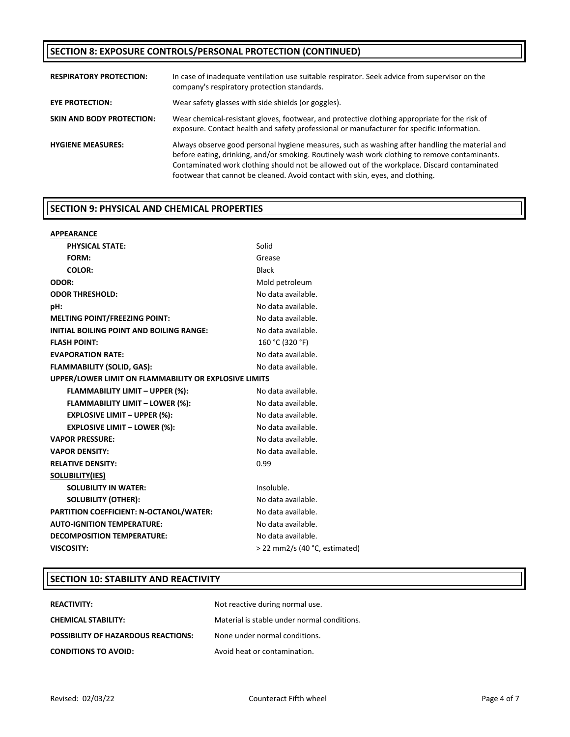## SECTION 8: EXPOSURE CONTROLS/PERSONAL PROTECTION (CONTINUED)

| | |
|---|---|
| **RESPIRATORY PROTECTION:** | In case of inadequate ventilation use suitable respirator. Seek advice from supervisor on the company's respiratory protection standards. |
| **EYE PROTECTION:** | Wear safety glasses with side shields (or goggles). |
| **SKIN AND BODY PROTECTION:** | Wear chemical-resistant gloves, footwear, and protective clothing appropriate for the risk of exposure. Contact health and safety professional or manufacturer for specific information. |
| **HYGIENE MEASURES:** | Always observe good personal hygiene measures, such as washing after handling the material and before eating, drinking, and/or smoking. Routinely wash work clothing to remove contaminants. Contaminated work clothing should not be allowed out of the workplace. Discard contaminated footwear that cannot be cleaned. Avoid contact with skin, eyes, and clothing. |

## SECTION 9: PHYSICAL AND CHEMICAL PROPERTIES

| | |
|---|---|
| **APPEARANCE** | |
| **PHYSICAL STATE:** | Solid |
| **FORM:** | Grease |
| **COLOR:** | Black |
| **ODOR:** | Mold petroleum |
| **ODOR THRESHOLD:** | No data available. |
| **pH:** | No data available. |
| **MELTING POINT/FREEZING POINT:** | No data available. |
| **INITIAL BOILING POINT AND BOILING RANGE:** | No data available. |
| **FLASH POINT:** | 160 °C (320 °F) |
| **EVAPORATION RATE:** | No data available. |
| **FLAMMABILITY (SOLID, GAS):** | No data available. |
| **UPPER/LOWER LIMIT ON FLAMMABILITY OR EXPLOSIVE LIMITS** | |
| **FLAMMABILITY LIMIT – UPPER (%):** | No data available. |
| **FLAMMABILITY LIMIT – LOWER (%):** | No data available. |
| **EXPLOSIVE LIMIT – UPPER (%):** | No data available. |
| **EXPLOSIVE LIMIT – LOWER (%):** | No data available. |
| **VAPOR PRESSURE:** | No data available. |
| **VAPOR DENSITY:** | No data available. |
| **RELATIVE DENSITY:** | 0.99 |
| **SOLUBILITY(IES)** | |
| **SOLUBILITY IN WATER:** | Insoluble. |
| **SOLUBILITY (OTHER):** | No data available. |
| **PARTITION COEFFICIENT: N-OCTANOL/WATER:** | No data available. |
| **AUTO-IGNITION TEMPERATURE:** | No data available. |
| **DECOMPOSITION TEMPERATURE:** | No data available. |
| **VISCOSITY:** | > 22 mm2/s (40 °C, estimated) |

## SECTION 10: STABILITY AND REACTIVITY

| | |
|---|---|
| **REACTIVITY:** | Not reactive during normal use. |
| **CHEMICAL STABILITY:** | Material is stable under normal conditions. |
| **POSSIBILITY OF HAZARDOUS REACTIONS:** | None under normal conditions. |
| **CONDITIONS TO AVOID:** | Avoid heat or contamination. |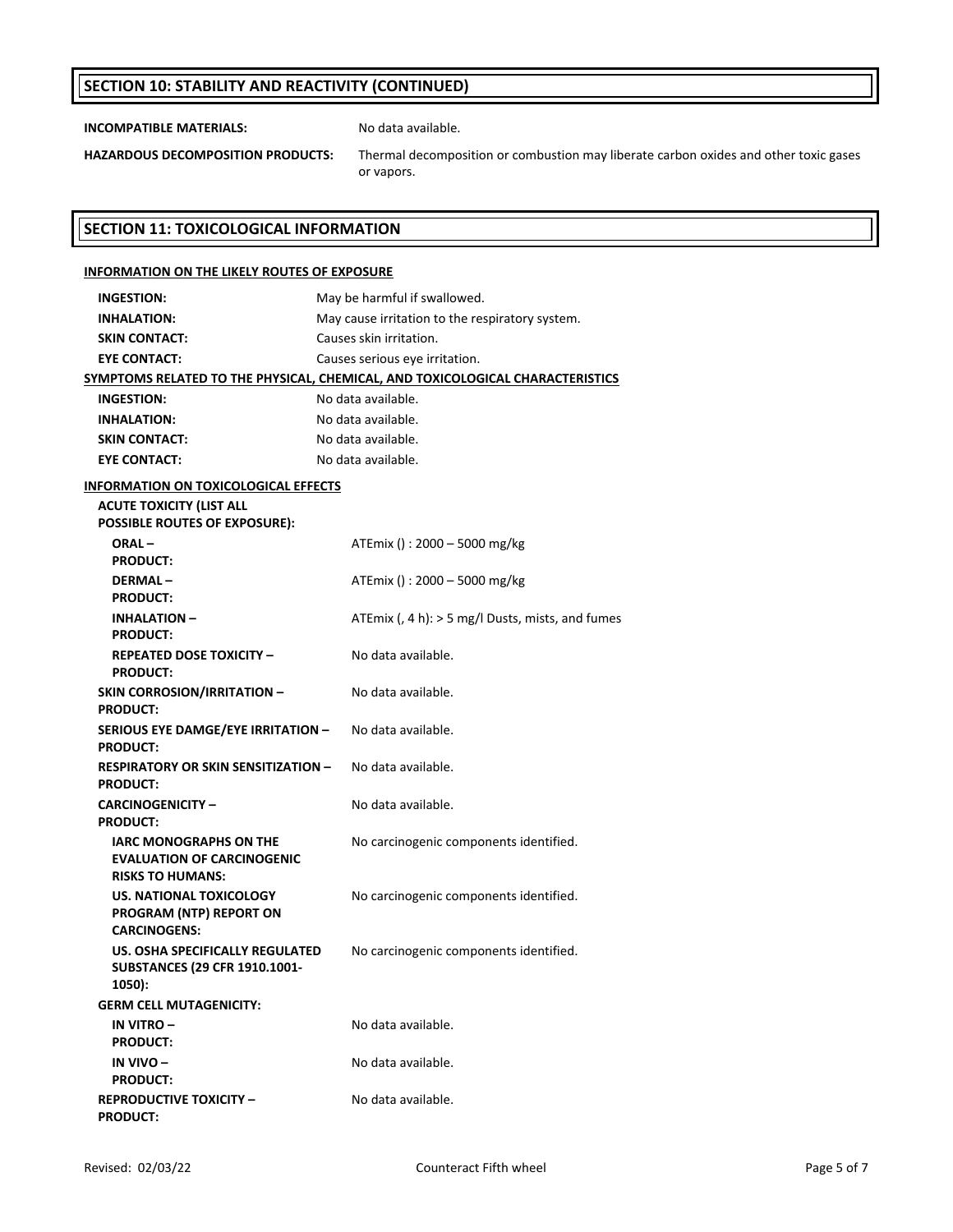## SECTION 10: STABILITY AND REACTIVITY (CONTINUED)

**INCOMPATIBLE MATERIALS:** No data available.

**HAZARDOUS DECOMPOSITION PRODUCTS:** Thermal decomposition or combustion may liberate carbon oxides and other toxic gases or vapors.

## SECTION 11: TOXICOLOGICAL INFORMATION

**INFORMATION ON THE LIKELY ROUTES OF EXPOSURE**

| | |
|---|---|
| **INGESTION:** | May be harmful if swallowed. |
| **INHALATION:** | May cause irritation to the respiratory system. |
| **SKIN CONTACT:** | Causes skin irritation. |
| **EYE CONTACT:** | Causes serious eye irritation. |

**SYMPTOMS RELATED TO THE PHYSICAL, CHEMICAL, AND TOXICOLOGICAL CHARACTERISTICS**

| | |
|---|---|
| **INGESTION:** | No data available. |
| **INHALATION:** | No data available. |
| **SKIN CONTACT:** | No data available. |
| **EYE CONTACT:** | No data available. |

**INFORMATION ON TOXICOLOGICAL EFFECTS**

**ACUTE TOXICITY (LIST ALL POSSIBLE ROUTES OF EXPOSURE):**

| | |
|---|---|
| **ORAL – PRODUCT:** | ATEmix () : 2000 – 5000 mg/kg |
| **DERMAL – PRODUCT:** | ATEmix () : 2000 – 5000 mg/kg |
| **INHALATION – PRODUCT:** | ATEmix (, 4 h): > 5 mg/l Dusts, mists, and fumes |
| **REPEATED DOSE TOXICITY – PRODUCT:** | No data available. |
| **SKIN CORROSION/IRRITATION – PRODUCT:** | No data available. |
| **SERIOUS EYE DAMGE/EYE IRRITATION – PRODUCT:** | No data available. |
| **RESPIRATORY OR SKIN SENSITIZATION – PRODUCT:** | No data available. |
| **CARCINOGENICITY – PRODUCT:** | No data available. |
| **IARC MONOGRAPHS ON THE EVALUATION OF CARCINOGENIC RISKS TO HUMANS:** | No carcinogenic components identified. |
| **US. NATIONAL TOXICOLOGY PROGRAM (NTP) REPORT ON CARCINOGENS:** | No carcinogenic components identified. |
| **US. OSHA SPECIFICALLY REGULATED SUBSTANCES (29 CFR 1910.1001-1050):** | No carcinogenic components identified. |

**GERM CELL MUTAGENICITY:**

| | |
|---|---|
| **IN VITRO – PRODUCT:** | No data available. |
| **IN VIVO – PRODUCT:** | No data available. |
| **REPRODUCTIVE TOXICITY – PRODUCT:** | No data available. |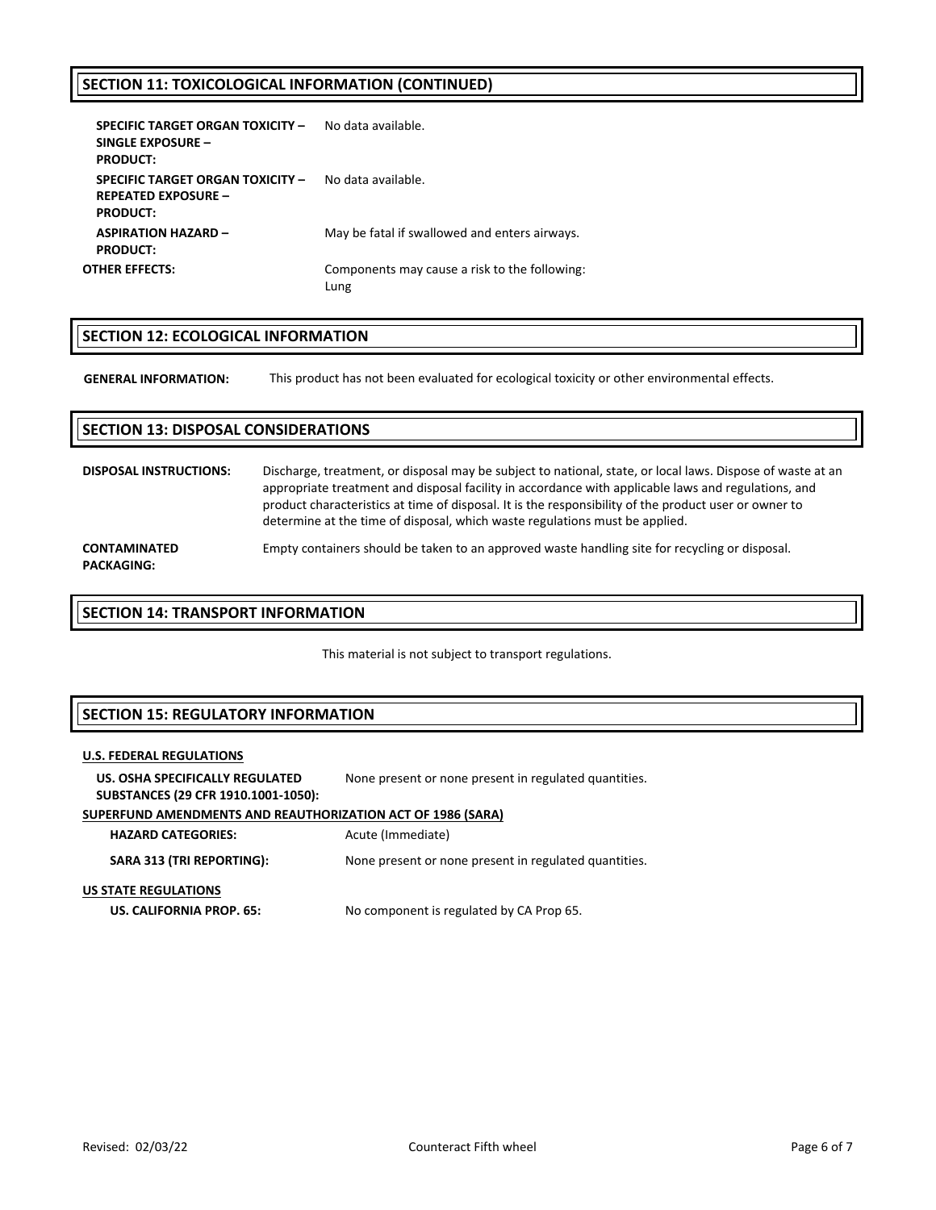## SECTION 11: TOXICOLOGICAL INFORMATION (CONTINUED)

**SPECIFIC TARGET ORGAN TOXICITY – SINGLE EXPOSURE – PRODUCT:** No data available.

**SPECIFIC TARGET ORGAN TOXICITY – REPEATED EXPOSURE – PRODUCT:** No data available.

**ASPIRATION HAZARD – PRODUCT:** May be fatal if swallowed and enters airways.

**OTHER EFFECTS:** Components may cause a risk to the following:
Lung

## SECTION 12: ECOLOGICAL INFORMATION

**GENERAL INFORMATION:** This product has not been evaluated for ecological toxicity or other environmental effects.

## SECTION 13: DISPOSAL CONSIDERATIONS

**DISPOSAL INSTRUCTIONS:** Discharge, treatment, or disposal may be subject to national, state, or local laws. Dispose of waste at an appropriate treatment and disposal facility in accordance with applicable laws and regulations, and product characteristics at time of disposal. It is the responsibility of the product user or owner to determine at the time of disposal, which waste regulations must be applied.

**CONTAMINATED PACKAGING:** Empty containers should be taken to an approved waste handling site for recycling or disposal.

## SECTION 14: TRANSPORT INFORMATION

This material is not subject to transport regulations.

## SECTION 15: REGULATORY INFORMATION

**U.S. FEDERAL REGULATIONS**

**US. OSHA SPECIFICALLY REGULATED SUBSTANCES (29 CFR 1910.1001-1050):** None present or none present in regulated quantities.

**SUPERFUND AMENDMENTS AND REAUTHORIZATION ACT OF 1986 (SARA)**

**HAZARD CATEGORIES:** Acute (Immediate)

**SARA 313 (TRI REPORTING):** None present or none present in regulated quantities.

**US STATE REGULATIONS**

**US. CALIFORNIA PROP. 65:** No component is regulated by CA Prop 65.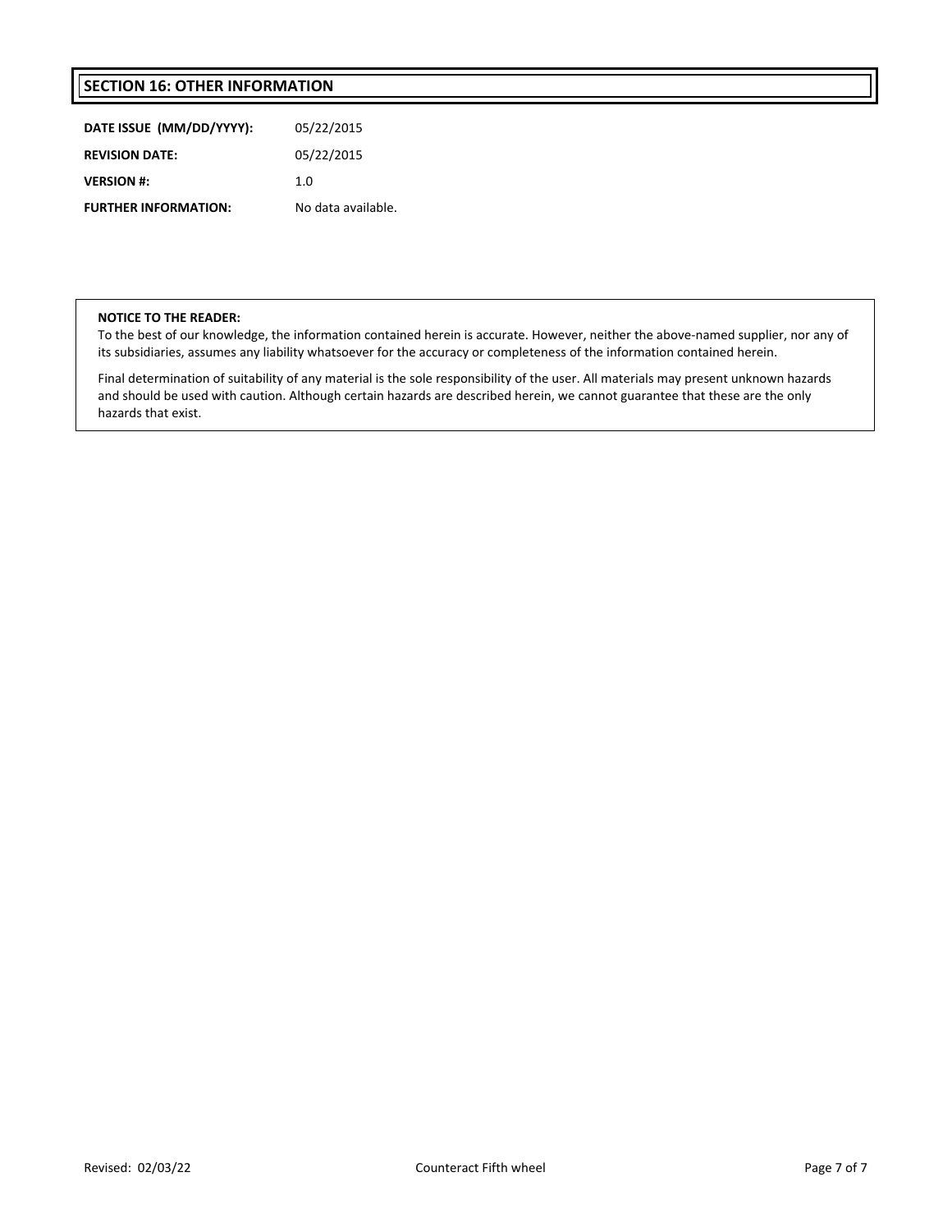## SECTION 16: OTHER INFORMATION

| | |
|---|---|
| **DATE ISSUE (MM/DD/YYYY):** | 05/22/2015 |
| **REVISION DATE:** | 05/22/2015 |
| **VERSION #:** | 1.0 |
| **FURTHER INFORMATION:** | No data available. |

**NOTICE TO THE READER:**

To the best of our knowledge, the information contained herein is accurate. However, neither the above-named supplier, nor any of its subsidiaries, assumes any liability whatsoever for the accuracy or completeness of the information contained herein.

Final determination of suitability of any material is the sole responsibility of the user. All materials may present unknown hazards and should be used with caution. Although certain hazards are described herein, we cannot guarantee that these are the only hazards that exist.